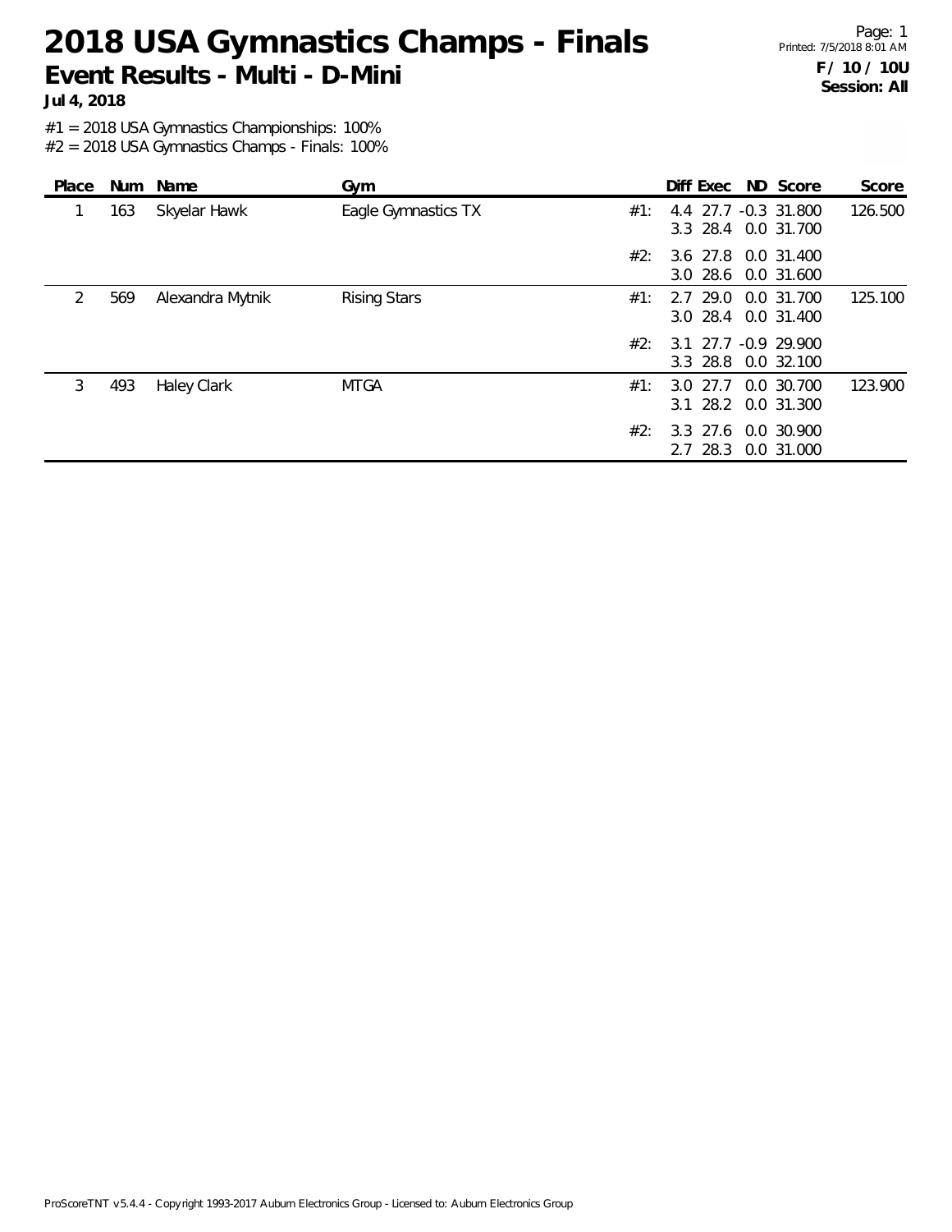# 2018 USA Gymnastics Champs - Finals

## Event Results - Multi - D-Mini

**Jul 4, 2018**

**F / 10 / 10U**
**Session: All**

#1 = 2018 USA Gymnastics Championships: 100%
#2 = 2018 USA Gymnastics Champs - Finals: 100%

| Place | Num | Name | Gym | | Diff | Exec | ND | Score | Score |
|---|---|---|---|---|---|---|---|---|---|
| 1 | 163 | Skyelar Hawk | Eagle Gymnastics TX | #1: | 4.4 | 27.7 | -0.3 | 31.800 | 126.500 |
| | | | | | 3.3 | 28.4 | 0.0 | 31.700 | |
| | | | | #2: | 3.6 | 27.8 | 0.0 | 31.400 | |
| | | | | | 3.0 | 28.6 | 0.0 | 31.600 | |
| 2 | 569 | Alexandra Mytnik | Rising Stars | #1: | 2.7 | 29.0 | 0.0 | 31.700 | 125.100 |
| | | | | | 3.0 | 28.4 | 0.0 | 31.400 | |
| | | | | #2: | 3.1 | 27.7 | -0.9 | 29.900 | |
| | | | | | 3.3 | 28.8 | 0.0 | 32.100 | |
| 3 | 493 | Haley Clark | MTGA | #1: | 3.0 | 27.7 | 0.0 | 30.700 | 123.900 |
| | | | | | 3.1 | 28.2 | 0.0 | 31.300 | |
| | | | | #2: | 3.3 | 27.6 | 0.0 | 30.900 | |
| | | | | | 2.7 | 28.3 | 0.0 | 31.000 | |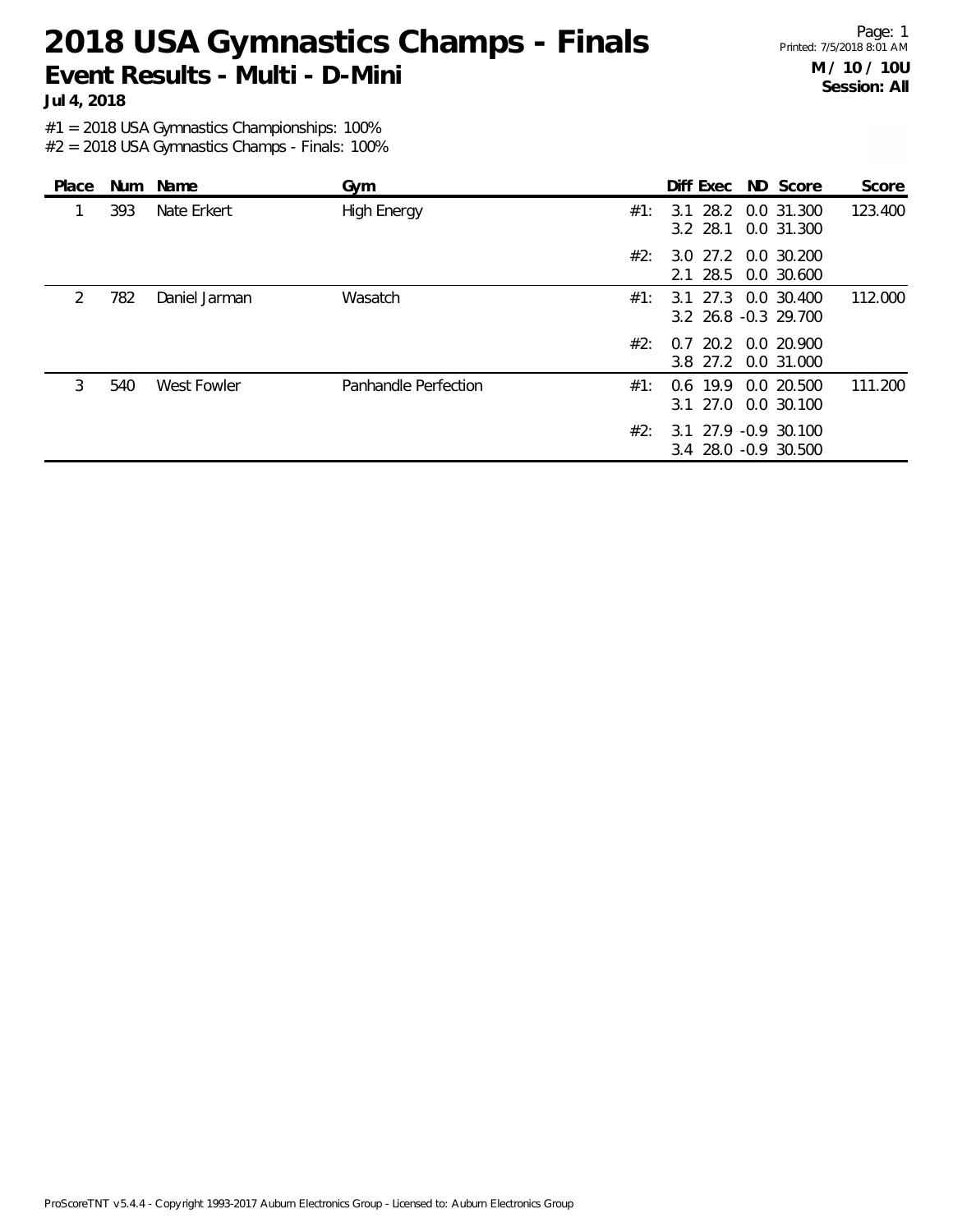# 2018 USA Gymnastics Champs - Finals

## Event Results - Multi - D-Mini

**Jul 4, 2018**

Printed: 7/5/2018 8:01 AM

**M / 10 / 10U**
**Session: All**

#1 = 2018 USA Gymnastics Championships: 100%
#2 = 2018 USA Gymnastics Champs - Finals: 100%

| Place | Num | Name | Gym | | Diff | Exec | ND | Score | Score |
|---|---|---|---|---|---|---|---|---|---|
| 1 | 393 | Nate Erkert | High Energy | #1: | 3.1 | 28.2 | 0.0 | 31.300 | 123.400 |
| | | | | | 3.2 | 28.1 | 0.0 | 31.300 | |
| | | | | #2: | 3.0 | 27.2 | 0.0 | 30.200 | |
| | | | | | 2.1 | 28.5 | 0.0 | 30.600 | |
| 2 | 782 | Daniel Jarman | Wasatch | #1: | 3.1 | 27.3 | 0.0 | 30.400 | 112.000 |
| | | | | | 3.2 | 26.8 | -0.3 | 29.700 | |
| | | | | #2: | 0.7 | 20.2 | 0.0 | 20.900 | |
| | | | | | 3.8 | 27.2 | 0.0 | 31.000 | |
| 3 | 540 | West Fowler | Panhandle Perfection | #1: | 0.6 | 19.9 | 0.0 | 20.500 | 111.200 |
| | | | | | 3.1 | 27.0 | 0.0 | 30.100 | |
| | | | | #2: | 3.1 | 27.9 | -0.9 | 30.100 | |
| | | | | | 3.4 | 28.0 | -0.9 | 30.500 | |

ProScoreTNT v5.4.4 - Copyright 1993-2017 Auburn Electronics Group - Licensed to: Auburn Electronics Group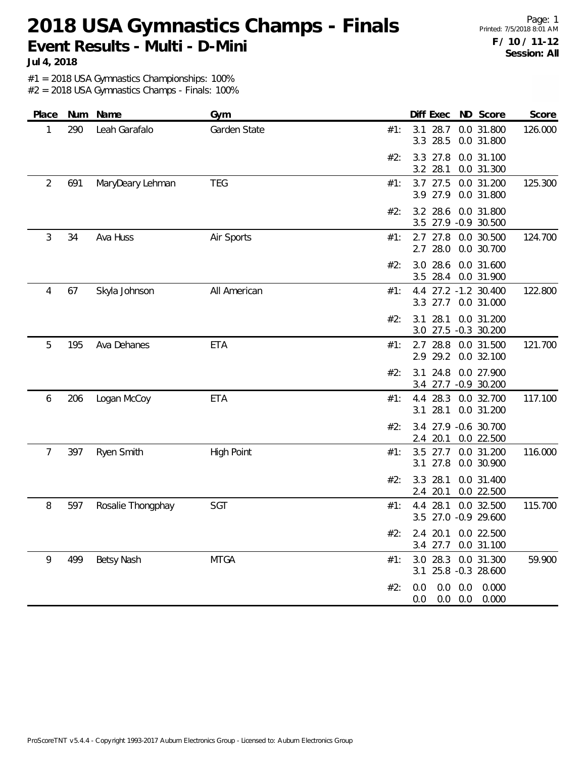# 2018 USA Gymnastics Champs - Finals

## Event Results - Multi - D-Mini

**Jul 4, 2018**

Printed: 7/5/2018 8:01 AM

**F / 10 / 11-12**
**Session: All**

#1 = 2018 USA Gymnastics Championships: 100%
#2 = 2018 USA Gymnastics Champs - Finals: 100%

| Place | Num | Name | Gym | | Diff | Exec | ND | Score | Score |
|---|---|---|---|---|---|---|---|---|---|
| 1 | 290 | Leah Garafalo | Garden State | #1: | 3.1 | 28.7 | 0.0 | 31.800 | 126.000 |
| | | | | | 3.3 | 28.5 | 0.0 | 31.800 | |
| | | | | #2: | 3.3 | 27.8 | 0.0 | 31.100 | |
| | | | | | 3.2 | 28.1 | 0.0 | 31.300 | |
| 2 | 691 | MaryDeary Lehman | TEG | #1: | 3.7 | 27.5 | 0.0 | 31.200 | 125.300 |
| | | | | | 3.9 | 27.9 | 0.0 | 31.800 | |
| | | | | #2: | 3.2 | 28.6 | 0.0 | 31.800 | |
| | | | | | 3.5 | 27.9 | -0.9 | 30.500 | |
| 3 | 34 | Ava Huss | Air Sports | #1: | 2.7 | 27.8 | 0.0 | 30.500 | 124.700 |
| | | | | | 2.7 | 28.0 | 0.0 | 30.700 | |
| | | | | #2: | 3.0 | 28.6 | 0.0 | 31.600 | |
| | | | | | 3.5 | 28.4 | 0.0 | 31.900 | |
| 4 | 67 | Skyla Johnson | All American | #1: | 4.4 | 27.2 | -1.2 | 30.400 | 122.800 |
| | | | | | 3.3 | 27.7 | 0.0 | 31.000 | |
| | | | | #2: | 3.1 | 28.1 | 0.0 | 31.200 | |
| | | | | | 3.0 | 27.5 | -0.3 | 30.200 | |
| 5 | 195 | Ava Dehanes | ETA | #1: | 2.7 | 28.8 | 0.0 | 31.500 | 121.700 |
| | | | | | 2.9 | 29.2 | 0.0 | 32.100 | |
| | | | | #2: | 3.1 | 24.8 | 0.0 | 27.900 | |
| | | | | | 3.4 | 27.7 | -0.9 | 30.200 | |
| 6 | 206 | Logan McCoy | ETA | #1: | 4.4 | 28.3 | 0.0 | 32.700 | 117.100 |
| | | | | | 3.1 | 28.1 | 0.0 | 31.200 | |
| | | | | #2: | 3.4 | 27.9 | -0.6 | 30.700 | |
| | | | | | 2.4 | 20.1 | 0.0 | 22.500 | |
| 7 | 397 | Ryen Smith | High Point | #1: | 3.5 | 27.7 | 0.0 | 31.200 | 116.000 |
| | | | | | 3.1 | 27.8 | 0.0 | 30.900 | |
| | | | | #2: | 3.3 | 28.1 | 0.0 | 31.400 | |
| | | | | | 2.4 | 20.1 | 0.0 | 22.500 | |
| 8 | 597 | Rosalie Thongphay | SGT | #1: | 4.4 | 28.1 | 0.0 | 32.500 | 115.700 |
| | | | | | 3.5 | 27.0 | -0.9 | 29.600 | |
| | | | | #2: | 2.4 | 20.1 | 0.0 | 22.500 | |
| | | | | | 3.4 | 27.7 | 0.0 | 31.100 | |
| 9 | 499 | Betsy Nash | MTGA | #1: | 3.0 | 28.3 | 0.0 | 31.300 | 59.900 |
| | | | | | 3.1 | 25.8 | -0.3 | 28.600 | |
| | | | | #2: | 0.0 | 0.0 | 0.0 | 0.000 | |
| | | | | | 0.0 | 0.0 | 0.0 | 0.000 | |

ProScoreTNT v5.4.4 - Copyright 1993-2017 Auburn Electronics Group - Licensed to: Auburn Electronics Group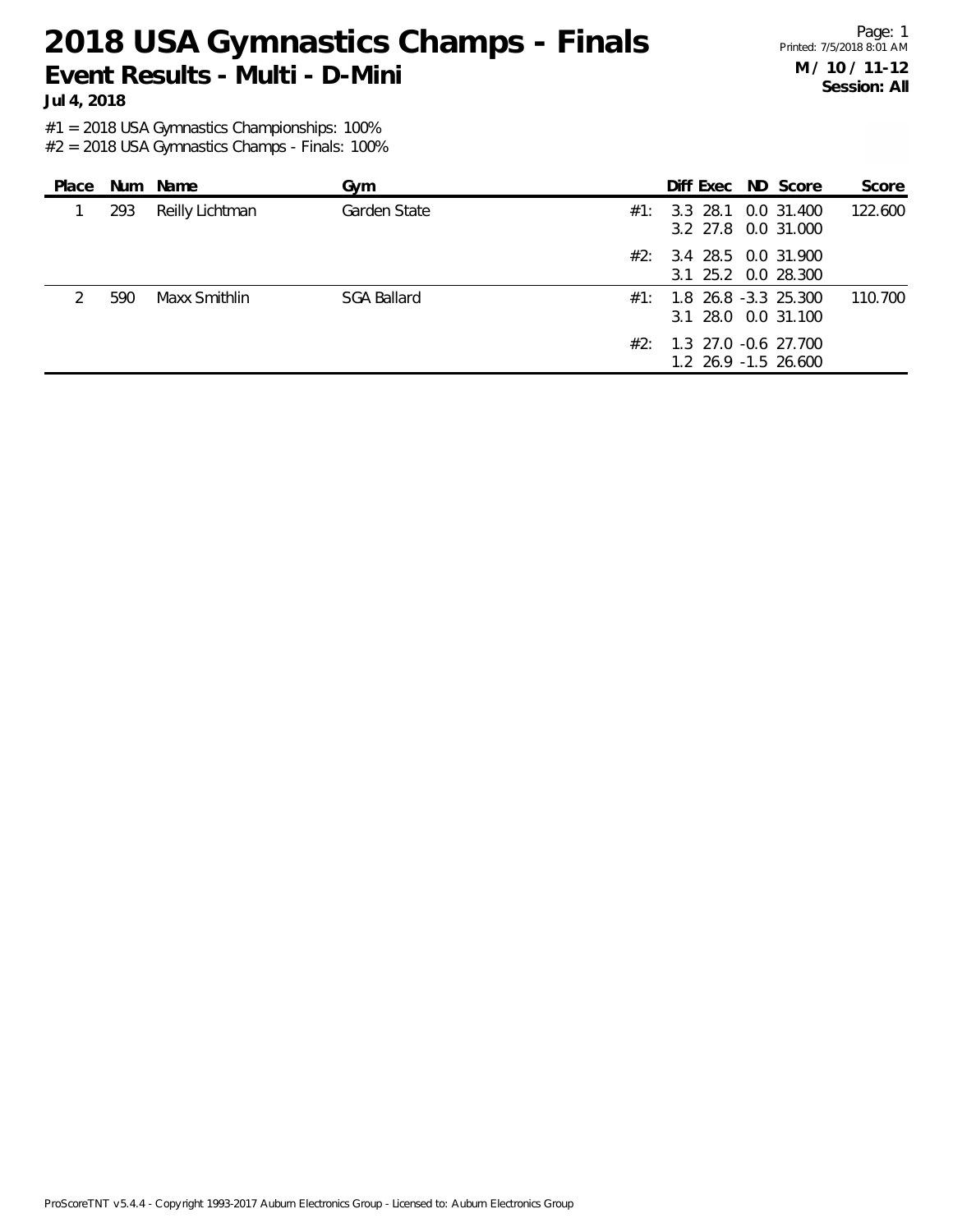# 2018 USA Gymnastics Champs - Finals

## Event Results - Multi - D-Mini

**Jul 4, 2018**

**M / 10 / 11-12**
**Session: All**

#1 = 2018 USA Gymnastics Championships: 100%
#2 = 2018 USA Gymnastics Champs - Finals: 100%

| Place | Num | Name | Gym | | Diff | Exec | ND | Score | Score |
|---|---|---|---|---|---|---|---|---|---|
| 1 | 293 | Reilly Lichtman | Garden State | #1: | 3.3 | 28.1 | 0.0 | 31.400 | 122.600 |
| | | | | | 3.2 | 27.8 | 0.0 | 31.000 | |
| | | | | #2: | 3.4 | 28.5 | 0.0 | 31.900 | |
| | | | | | 3.1 | 25.2 | 0.0 | 28.300 | |
| 2 | 590 | Maxx Smithlin | SGA Ballard | #1: | 1.8 | 26.8 | -3.3 | 25.300 | 110.700 |
| | | | | | 3.1 | 28.0 | 0.0 | 31.100 | |
| | | | | #2: | 1.3 | 27.0 | -0.6 | 27.700 | |
| | | | | | 1.2 | 26.9 | -1.5 | 26.600 | |

ProScoreTNT v5.4.4 - Copyright 1993-2017 Auburn Electronics Group - Licensed to: Auburn Electronics Group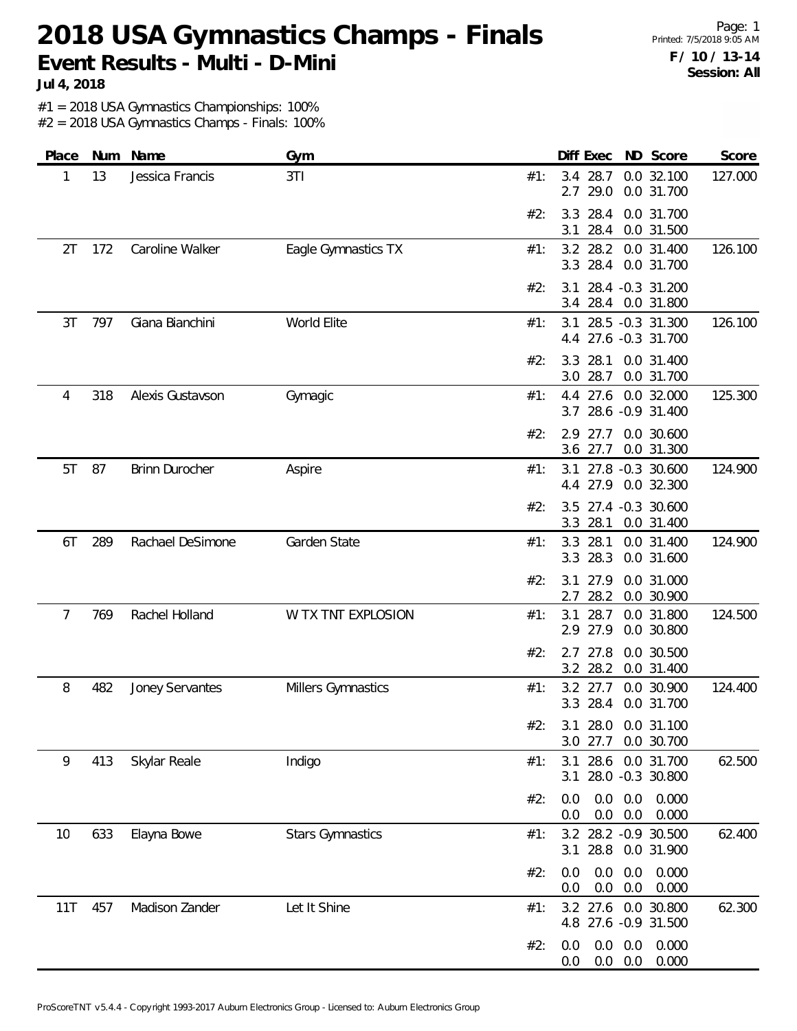# 2018 USA Gymnastics Champs - Finals

## Event Results - Multi - D-Mini

**Jul 4, 2018**

Printed: 7/5/2018 9:05 AM

**F / 10 / 13-14**
**Session: All**

#1 = 2018 USA Gymnastics Championships: 100%
#2 = 2018 USA Gymnastics Champs - Finals: 100%

| Place | Num | Name | Gym | | Diff | Exec | ND | Score | Score |
|---|---|---|---|---|---|---|---|---|---|
| 1 | 13 | Jessica Francis | 3TI | #1: | 3.4 | 28.7 | 0.0 | 32.100 | 127.000 |
| | | | | | 2.7 | 29.0 | 0.0 | 31.700 | |
| | | | | #2: | 3.3 | 28.4 | 0.0 | 31.700 | |
| | | | | | 3.1 | 28.4 | 0.0 | 31.500 | |
| 2T | 172 | Caroline Walker | Eagle Gymnastics TX | #1: | 3.2 | 28.2 | 0.0 | 31.400 | 126.100 |
| | | | | | 3.3 | 28.4 | 0.0 | 31.700 | |
| | | | | #2: | 3.1 | 28.4 | -0.3 | 31.200 | |
| | | | | | 3.4 | 28.4 | 0.0 | 31.800 | |
| 3T | 797 | Giana Bianchini | World Elite | #1: | 3.1 | 28.5 | -0.3 | 31.300 | 126.100 |
| | | | | | 4.4 | 27.6 | -0.3 | 31.700 | |
| | | | | #2: | 3.3 | 28.1 | 0.0 | 31.400 | |
| | | | | | 3.0 | 28.7 | 0.0 | 31.700 | |
| 4 | 318 | Alexis Gustavson | Gymagic | #1: | 4.4 | 27.6 | 0.0 | 32.000 | 125.300 |
| | | | | | 3.7 | 28.6 | -0.9 | 31.400 | |
| | | | | #2: | 2.9 | 27.7 | 0.0 | 30.600 | |
| | | | | | 3.6 | 27.7 | 0.0 | 31.300 | |
| 5T | 87 | Brinn Durocher | Aspire | #1: | 3.1 | 27.8 | -0.3 | 30.600 | 124.900 |
| | | | | | 4.4 | 27.9 | 0.0 | 32.300 | |
| | | | | #2: | 3.5 | 27.4 | -0.3 | 30.600 | |
| | | | | | 3.3 | 28.1 | 0.0 | 31.400 | |
| 6T | 289 | Rachael DeSimone | Garden State | #1: | 3.3 | 28.1 | 0.0 | 31.400 | 124.900 |
| | | | | | 3.3 | 28.3 | 0.0 | 31.600 | |
| | | | | #2: | 3.1 | 27.9 | 0.0 | 31.000 | |
| | | | | | 2.7 | 28.2 | 0.0 | 30.900 | |
| 7 | 769 | Rachel Holland | W TX TNT EXPLOSION | #1: | 3.1 | 28.7 | 0.0 | 31.800 | 124.500 |
| | | | | | 2.9 | 27.9 | 0.0 | 30.800 | |
| | | | | #2: | 2.7 | 27.8 | 0.0 | 30.500 | |
| | | | | | 3.2 | 28.2 | 0.0 | 31.400 | |
| 8 | 482 | Joney Servantes | Millers Gymnastics | #1: | 3.2 | 27.7 | 0.0 | 30.900 | 124.400 |
| | | | | | 3.3 | 28.4 | 0.0 | 31.700 | |
| | | | | #2: | 3.1 | 28.0 | 0.0 | 31.100 | |
| | | | | | 3.0 | 27.7 | 0.0 | 30.700 | |
| 9 | 413 | Skylar Reale | Indigo | #1: | 3.1 | 28.6 | 0.0 | 31.700 | 62.500 |
| | | | | | 3.1 | 28.0 | -0.3 | 30.800 | |
| | | | | #2: | 0.0 | 0.0 | 0.0 | 0.000 | |
| | | | | | 0.0 | 0.0 | 0.0 | 0.000 | |
| 10 | 633 | Elayna Bowe | Stars Gymnastics | #1: | 3.2 | 28.2 | -0.9 | 30.500 | 62.400 |
| | | | | | 3.1 | 28.8 | 0.0 | 31.900 | |
| | | | | #2: | 0.0 | 0.0 | 0.0 | 0.000 | |
| | | | | | 0.0 | 0.0 | 0.0 | 0.000 | |
| 11T | 457 | Madison Zander | Let It Shine | #1: | 3.2 | 27.6 | 0.0 | 30.800 | 62.300 |
| | | | | | 4.8 | 27.6 | -0.9 | 31.500 | |
| | | | | #2: | 0.0 | 0.0 | 0.0 | 0.000 | |
| | | | | | 0.0 | 0.0 | 0.0 | 0.000 | |

ProScoreTNT v5.4.4 - Copyright 1993-2017 Auburn Electronics Group - Licensed to: Auburn Electronics Group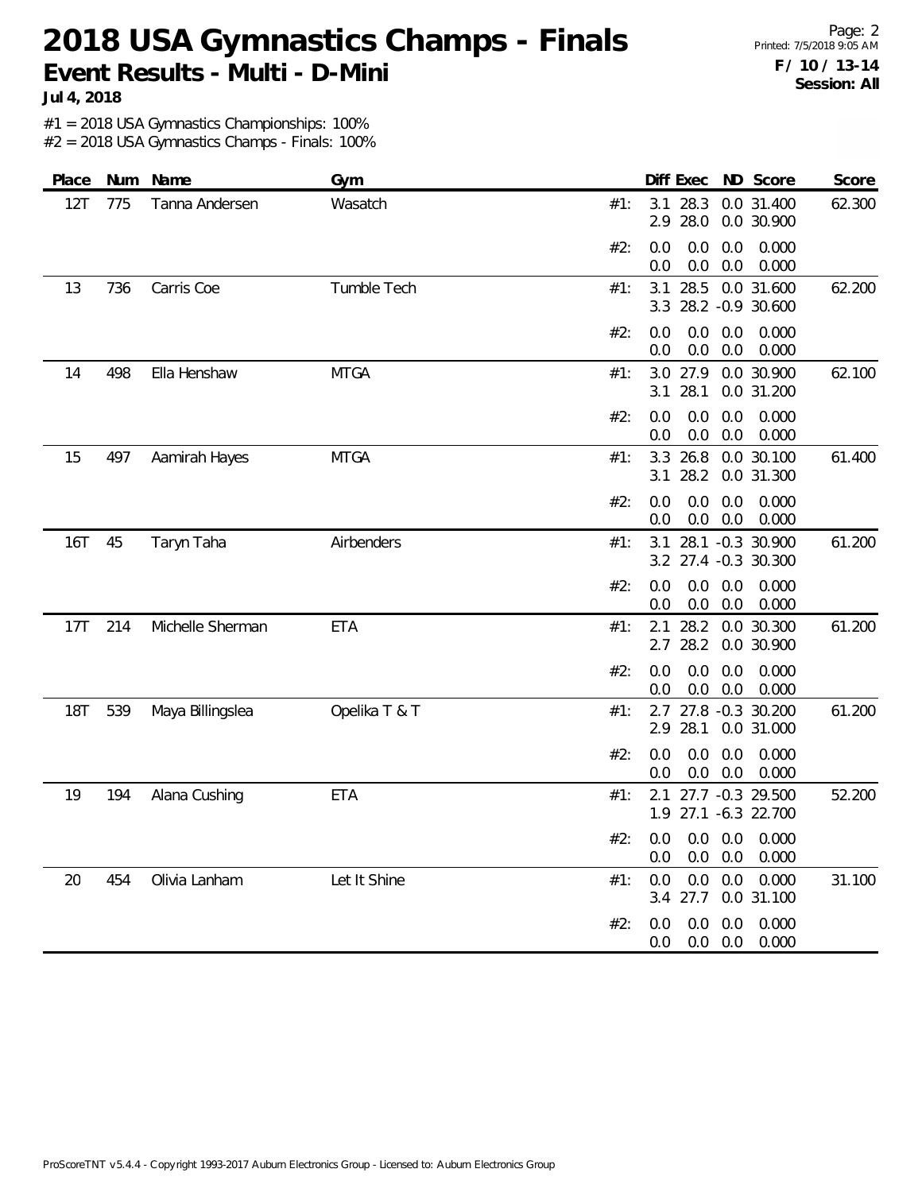# 2018 USA Gymnastics Champs - Finals

## Event Results - Multi - D-Mini

**Jul 4, 2018**

F / 10 / 13-14
Session: All

#1 = 2018 USA Gymnastics Championships: 100%
#2 = 2018 USA Gymnastics Champs - Finals: 100%

| Place | Num | Name | Gym | | Diff | Exec | ND | Score | Score |
|---|---|---|---|---|---|---|---|---|---|
| 12T | 775 | Tanna Andersen | Wasatch | #1: | 3.1<br>2.9 | 28.3<br>28.0 | 0.0<br>0.0 | 31.400<br>30.900 | 62.300 |
| | | | | #2: | 0.0<br>0.0 | 0.0<br>0.0 | 0.0<br>0.0 | 0.000<br>0.000 | |
| 13 | 736 | Carris Coe | Tumble Tech | #1: | 3.1<br>3.3 | 28.5<br>28.2 | 0.0<br>-0.9 | 31.600<br>30.600 | 62.200 |
| | | | | #2: | 0.0<br>0.0 | 0.0<br>0.0 | 0.0<br>0.0 | 0.000<br>0.000 | |
| 14 | 498 | Ella Henshaw | MTGA | #1: | 3.0<br>3.1 | 27.9<br>28.1 | 0.0<br>0.0 | 30.900<br>31.200 | 62.100 |
| | | | | #2: | 0.0<br>0.0 | 0.0<br>0.0 | 0.0<br>0.0 | 0.000<br>0.000 | |
| 15 | 497 | Aamirah Hayes | MTGA | #1: | 3.3<br>3.1 | 26.8<br>28.2 | 0.0<br>0.0 | 30.100<br>31.300 | 61.400 |
| | | | | #2: | 0.0<br>0.0 | 0.0<br>0.0 | 0.0<br>0.0 | 0.000<br>0.000 | |
| 16T | 45 | Taryn Taha | Airbenders | #1: | 3.1<br>3.2 | 28.1<br>27.4 | -0.3<br>-0.3 | 30.900<br>30.300 | 61.200 |
| | | | | #2: | 0.0<br>0.0 | 0.0<br>0.0 | 0.0<br>0.0 | 0.000<br>0.000 | |
| 17T | 214 | Michelle Sherman | ETA | #1: | 2.1<br>2.7 | 28.2<br>28.2 | 0.0<br>0.0 | 30.300<br>30.900 | 61.200 |
| | | | | #2: | 0.0<br>0.0 | 0.0<br>0.0 | 0.0<br>0.0 | 0.000<br>0.000 | |
| 18T | 539 | Maya Billingslea | Opelika T & T | #1: | 2.7<br>2.9 | 27.8<br>28.1 | -0.3<br>0.0 | 30.200<br>31.000 | 61.200 |
| | | | | #2: | 0.0<br>0.0 | 0.0<br>0.0 | 0.0<br>0.0 | 0.000<br>0.000 | |
| 19 | 194 | Alana Cushing | ETA | #1: | 2.1<br>1.9 | 27.7<br>27.1 | -0.3<br>-6.3 | 29.500<br>22.700 | 52.200 |
| | | | | #2: | 0.0<br>0.0 | 0.0<br>0.0 | 0.0<br>0.0 | 0.000<br>0.000 | |
| 20 | 454 | Olivia Lanham | Let It Shine | #1: | 0.0<br>3.4 | 0.0<br>27.7 | 0.0<br>0.0 | 0.000<br>31.100 | 31.100 |
| | | | | #2: | 0.0<br>0.0 | 0.0<br>0.0 | 0.0<br>0.0 | 0.000<br>0.000 | |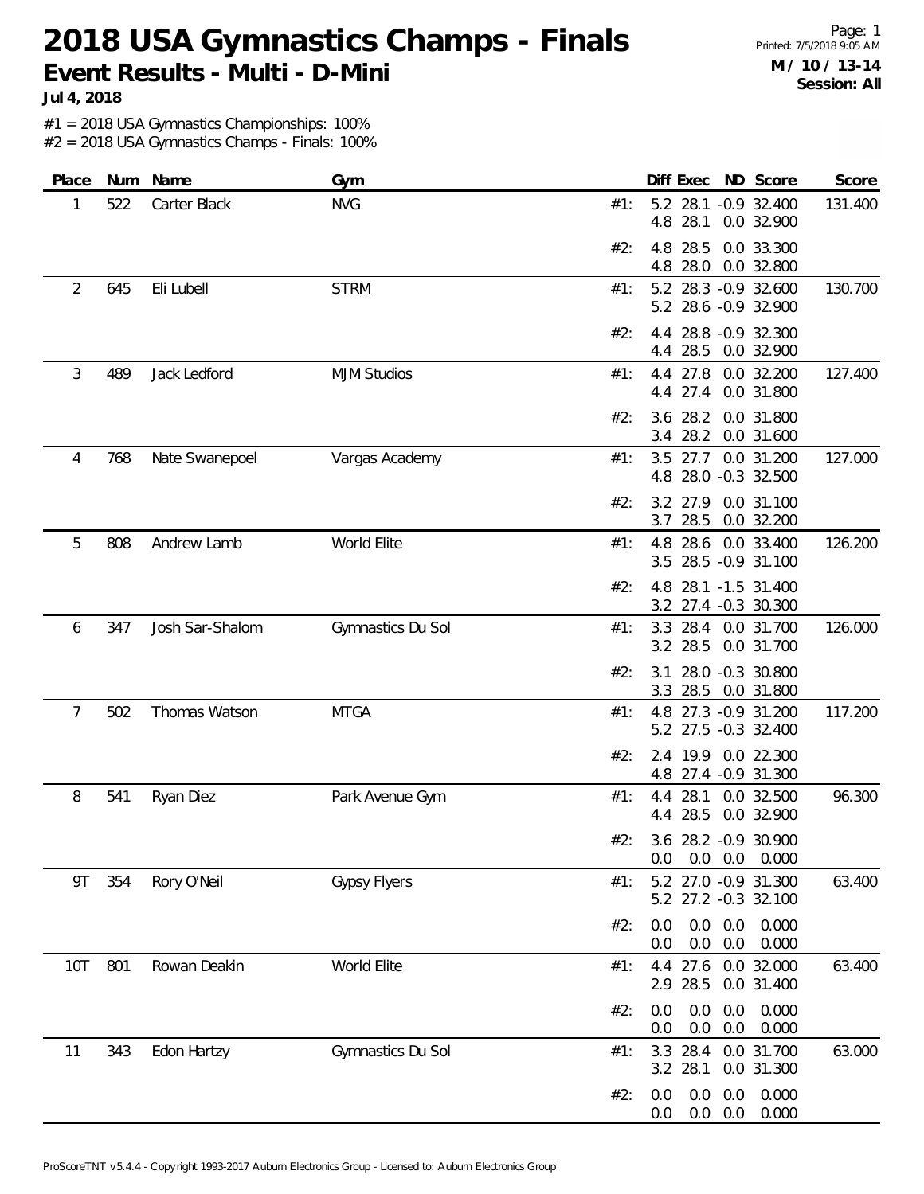# 2018 USA Gymnastics Champs - Finals

## Event Results - Multi - D-Mini

**Jul 4, 2018**

**M / 10 / 13-14**
**Session: All**

#1 = 2018 USA Gymnastics Championships: 100%
#2 = 2018 USA Gymnastics Champs - Finals: 100%

| Place | Num | Name | Gym | | Diff | Exec | ND | Score | Score |
|---|---|---|---|---|---|---|---|---|---|
| 1 | 522 | Carter Black | NVG | #1: | 5.2 | 28.1 | -0.9 | 32.400 | 131.400 |
| | | | | | 4.8 | 28.1 | 0.0 | 32.900 | |
| | | | | #2: | 4.8 | 28.5 | 0.0 | 33.300 | |
| | | | | | 4.8 | 28.0 | 0.0 | 32.800 | |
| 2 | 645 | Eli Lubell | STRM | #1: | 5.2 | 28.3 | -0.9 | 32.600 | 130.700 |
| | | | | | 5.2 | 28.6 | -0.9 | 32.900 | |
| | | | | #2: | 4.4 | 28.8 | -0.9 | 32.300 | |
| | | | | | 4.4 | 28.5 | 0.0 | 32.900 | |
| 3 | 489 | Jack Ledford | MJM Studios | #1: | 4.4 | 27.8 | 0.0 | 32.200 | 127.400 |
| | | | | | 4.4 | 27.4 | 0.0 | 31.800 | |
| | | | | #2: | 3.6 | 28.2 | 0.0 | 31.800 | |
| | | | | | 3.4 | 28.2 | 0.0 | 31.600 | |
| 4 | 768 | Nate Swanepoel | Vargas Academy | #1: | 3.5 | 27.7 | 0.0 | 31.200 | 127.000 |
| | | | | | 4.8 | 28.0 | -0.3 | 32.500 | |
| | | | | #2: | 3.2 | 27.9 | 0.0 | 31.100 | |
| | | | | | 3.7 | 28.5 | 0.0 | 32.200 | |
| 5 | 808 | Andrew Lamb | World Elite | #1: | 4.8 | 28.6 | 0.0 | 33.400 | 126.200 |
| | | | | | 3.5 | 28.5 | -0.9 | 31.100 | |
| | | | | #2: | 4.8 | 28.1 | -1.5 | 31.400 | |
| | | | | | 3.2 | 27.4 | -0.3 | 30.300 | |
| 6 | 347 | Josh Sar-Shalom | Gymnastics Du Sol | #1: | 3.3 | 28.4 | 0.0 | 31.700 | 126.000 |
| | | | | | 3.2 | 28.5 | 0.0 | 31.700 | |
| | | | | #2: | 3.1 | 28.0 | -0.3 | 30.800 | |
| | | | | | 3.3 | 28.5 | 0.0 | 31.800 | |
| 7 | 502 | Thomas Watson | MTGA | #1: | 4.8 | 27.3 | -0.9 | 31.200 | 117.200 |
| | | | | | 5.2 | 27.5 | -0.3 | 32.400 | |
| | | | | #2: | 2.4 | 19.9 | 0.0 | 22.300 | |
| | | | | | 4.8 | 27.4 | -0.9 | 31.300 | |
| 8 | 541 | Ryan Diez | Park Avenue Gym | #1: | 4.4 | 28.1 | 0.0 | 32.500 | 96.300 |
| | | | | | 4.4 | 28.5 | 0.0 | 32.900 | |
| | | | | #2: | 3.6 | 28.2 | -0.9 | 30.900 | |
| | | | | | 0.0 | 0.0 | 0.0 | 0.000 | |
| 9T | 354 | Rory O'Neil | Gypsy Flyers | #1: | 5.2 | 27.0 | -0.9 | 31.300 | 63.400 |
| | | | | | 5.2 | 27.2 | -0.3 | 32.100 | |
| | | | | #2: | 0.0 | 0.0 | 0.0 | 0.000 | |
| | | | | | 0.0 | 0.0 | 0.0 | 0.000 | |
| 10T | 801 | Rowan Deakin | World Elite | #1: | 4.4 | 27.6 | 0.0 | 32.000 | 63.400 |
| | | | | | 2.9 | 28.5 | 0.0 | 31.400 | |
| | | | | #2: | 0.0 | 0.0 | 0.0 | 0.000 | |
| | | | | | 0.0 | 0.0 | 0.0 | 0.000 | |
| 11 | 343 | Edon Hartzy | Gymnastics Du Sol | #1: | 3.3 | 28.4 | 0.0 | 31.700 | 63.000 |
| | | | | | 3.2 | 28.1 | 0.0 | 31.300 | |
| | | | | #2: | 0.0 | 0.0 | 0.0 | 0.000 | |
| | | | | | 0.0 | 0.0 | 0.0 | 0.000 | |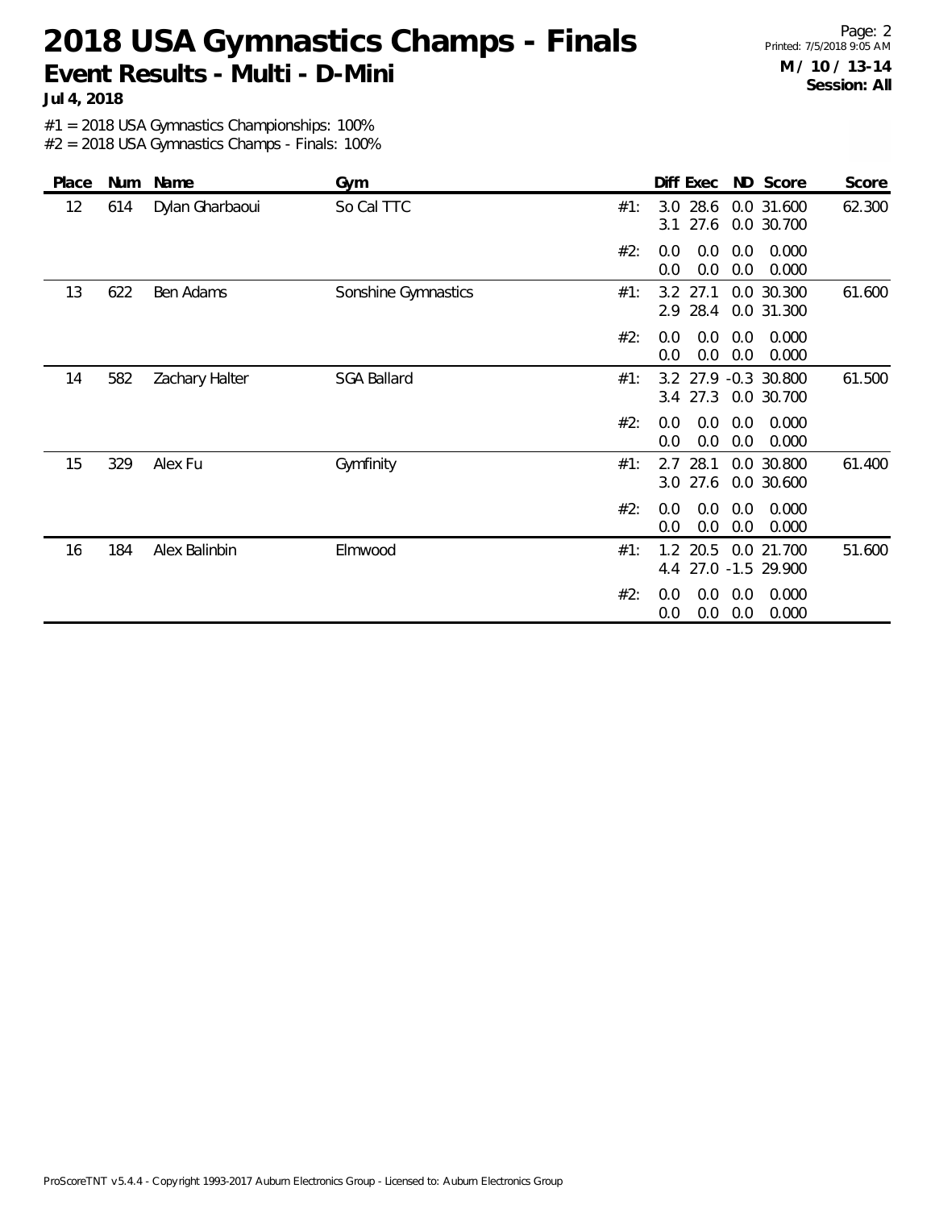# 2018 USA Gymnastics Champs - Finals

## Event Results - Multi - D-Mini

**Jul 4, 2018**

**M / 10 / 13-14**
**Session: All**

#1 = 2018 USA Gymnastics Championships: 100%
#2 = 2018 USA Gymnastics Champs - Finals: 100%

| Place | Num | Name | Gym | | Diff | Exec | ND | Score | Score |
|---|---|---|---|---|---|---|---|---|---|
| 12 | 614 | Dylan Gharbaoui | So Cal TTC | #1: | 3.0 | 28.6 | 0.0 | 31.600 | 62.300 |
| | | | | | 3.1 | 27.6 | 0.0 | 30.700 | |
| | | | | #2: | 0.0 | 0.0 | 0.0 | 0.000 | |
| | | | | | 0.0 | 0.0 | 0.0 | 0.000 | |
| 13 | 622 | Ben Adams | Sonshine Gymnastics | #1: | 3.2 | 27.1 | 0.0 | 30.300 | 61.600 |
| | | | | | 2.9 | 28.4 | 0.0 | 31.300 | |
| | | | | #2: | 0.0 | 0.0 | 0.0 | 0.000 | |
| | | | | | 0.0 | 0.0 | 0.0 | 0.000 | |
| 14 | 582 | Zachary Halter | SGA Ballard | #1: | 3.2 | 27.9 | -0.3 | 30.800 | 61.500 |
| | | | | | 3.4 | 27.3 | 0.0 | 30.700 | |
| | | | | #2: | 0.0 | 0.0 | 0.0 | 0.000 | |
| | | | | | 0.0 | 0.0 | 0.0 | 0.000 | |
| 15 | 329 | Alex Fu | Gymfinity | #1: | 2.7 | 28.1 | 0.0 | 30.800 | 61.400 |
| | | | | | 3.0 | 27.6 | 0.0 | 30.600 | |
| | | | | #2: | 0.0 | 0.0 | 0.0 | 0.000 | |
| | | | | | 0.0 | 0.0 | 0.0 | 0.000 | |
| 16 | 184 | Alex Balinbin | Elmwood | #1: | 1.2 | 20.5 | 0.0 | 21.700 | 51.600 |
| | | | | | 4.4 | 27.0 | -1.5 | 29.900 | |
| | | | | #2: | 0.0 | 0.0 | 0.0 | 0.000 | |
| | | | | | 0.0 | 0.0 | 0.0 | 0.000 | |

ProScoreTNT v5.4.4 - Copyright 1993-2017 Auburn Electronics Group - Licensed to: Auburn Electronics Group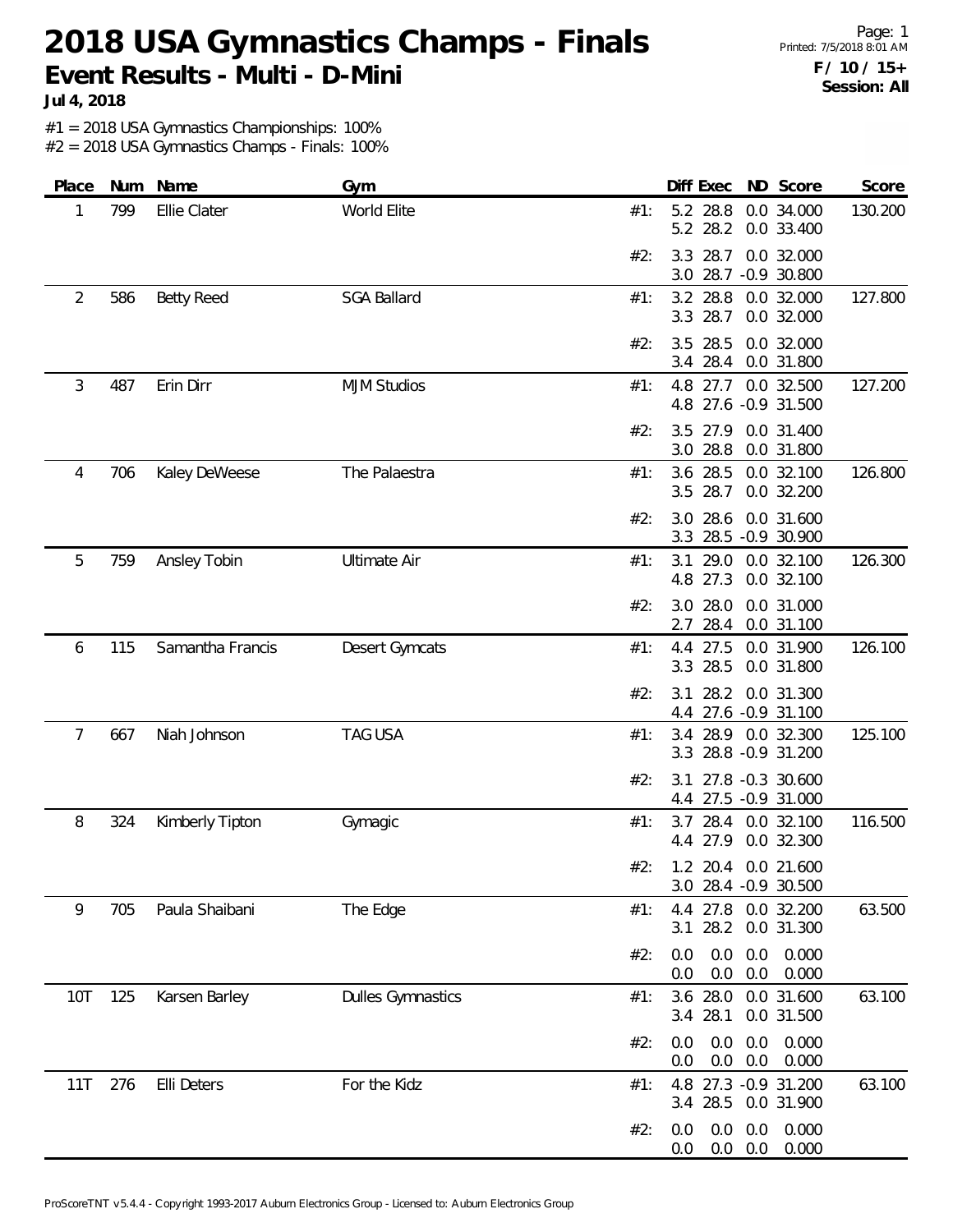# 2018 USA Gymnastics Champs - Finals

## Event Results - Multi - D-Mini

**Jul 4, 2018**

Page: 1
Printed: 7/5/2018 8:01 AM
**F / 10 / 15+**
**Session: All**

#1 = 2018 USA Gymnastics Championships: 100%
#2 = 2018 USA Gymnastics Champs - Finals: 100%

| Place | Num | Name | Gym | | Diff | Exec | ND | Score | Score |
|---|---|---|---|---|---|---|---|---|---|
| 1 | 799 | Ellie Clater | World Elite | #1: | 5.2 | 28.8 | 0.0 | 34.000 | 130.200 |
| | | | | | 5.2 | 28.2 | 0.0 | 33.400 | |
| | | | | #2: | 3.3 | 28.7 | 0.0 | 32.000 | |
| | | | | | 3.0 | 28.7 | -0.9 | 30.800 | |
| 2 | 586 | Betty Reed | SGA Ballard | #1: | 3.2 | 28.8 | 0.0 | 32.000 | 127.800 |
| | | | | | 3.3 | 28.7 | 0.0 | 32.000 | |
| | | | | #2: | 3.5 | 28.5 | 0.0 | 32.000 | |
| | | | | | 3.4 | 28.4 | 0.0 | 31.800 | |
| 3 | 487 | Erin Dirr | MJM Studios | #1: | 4.8 | 27.7 | 0.0 | 32.500 | 127.200 |
| | | | | | 4.8 | 27.6 | -0.9 | 31.500 | |
| | | | | #2: | 3.5 | 27.9 | 0.0 | 31.400 | |
| | | | | | 3.0 | 28.8 | 0.0 | 31.800 | |
| 4 | 706 | Kaley DeWeese | The Palaestra | #1: | 3.6 | 28.5 | 0.0 | 32.100 | 126.800 |
| | | | | | 3.5 | 28.7 | 0.0 | 32.200 | |
| | | | | #2: | 3.0 | 28.6 | 0.0 | 31.600 | |
| | | | | | 3.3 | 28.5 | -0.9 | 30.900 | |
| 5 | 759 | Ansley Tobin | Ultimate Air | #1: | 3.1 | 29.0 | 0.0 | 32.100 | 126.300 |
| | | | | | 4.8 | 27.3 | 0.0 | 32.100 | |
| | | | | #2: | 3.0 | 28.0 | 0.0 | 31.000 | |
| | | | | | 2.7 | 28.4 | 0.0 | 31.100 | |
| 6 | 115 | Samantha Francis | Desert Gymcats | #1: | 4.4 | 27.5 | 0.0 | 31.900 | 126.100 |
| | | | | | 3.3 | 28.5 | 0.0 | 31.800 | |
| | | | | #2: | 3.1 | 28.2 | 0.0 | 31.300 | |
| | | | | | 4.4 | 27.6 | -0.9 | 31.100 | |
| 7 | 667 | Niah Johnson | TAG USA | #1: | 3.4 | 28.9 | 0.0 | 32.300 | 125.100 |
| | | | | | 3.3 | 28.8 | -0.9 | 31.200 | |
| | | | | #2: | 3.1 | 27.8 | -0.3 | 30.600 | |
| | | | | | 4.4 | 27.5 | -0.9 | 31.000 | |
| 8 | 324 | Kimberly Tipton | Gymagic | #1: | 3.7 | 28.4 | 0.0 | 32.100 | 116.500 |
| | | | | | 4.4 | 27.9 | 0.0 | 32.300 | |
| | | | | #2: | 1.2 | 20.4 | 0.0 | 21.600 | |
| | | | | | 3.0 | 28.4 | -0.9 | 30.500 | |
| 9 | 705 | Paula Shaibani | The Edge | #1: | 4.4 | 27.8 | 0.0 | 32.200 | 63.500 |
| | | | | | 3.1 | 28.2 | 0.0 | 31.300 | |
| | | | | #2: | 0.0 | 0.0 | 0.0 | 0.000 | |
| | | | | | 0.0 | 0.0 | 0.0 | 0.000 | |
| 10T | 125 | Karsen Barley | Dulles Gymnastics | #1: | 3.6 | 28.0 | 0.0 | 31.600 | 63.100 |
| | | | | | 3.4 | 28.1 | 0.0 | 31.500 | |
| | | | | #2: | 0.0 | 0.0 | 0.0 | 0.000 | |
| | | | | | 0.0 | 0.0 | 0.0 | 0.000 | |
| 11T | 276 | Elli Deters | For the Kidz | #1: | 4.8 | 27.3 | -0.9 | 31.200 | 63.100 |
| | | | | | 3.4 | 28.5 | 0.0 | 31.900 | |
| | | | | #2: | 0.0 | 0.0 | 0.0 | 0.000 | |
| | | | | | 0.0 | 0.0 | 0.0 | 0.000 | |

ProScoreTNT v5.4.4 - Copyright 1993-2017 Auburn Electronics Group - Licensed to: Auburn Electronics Group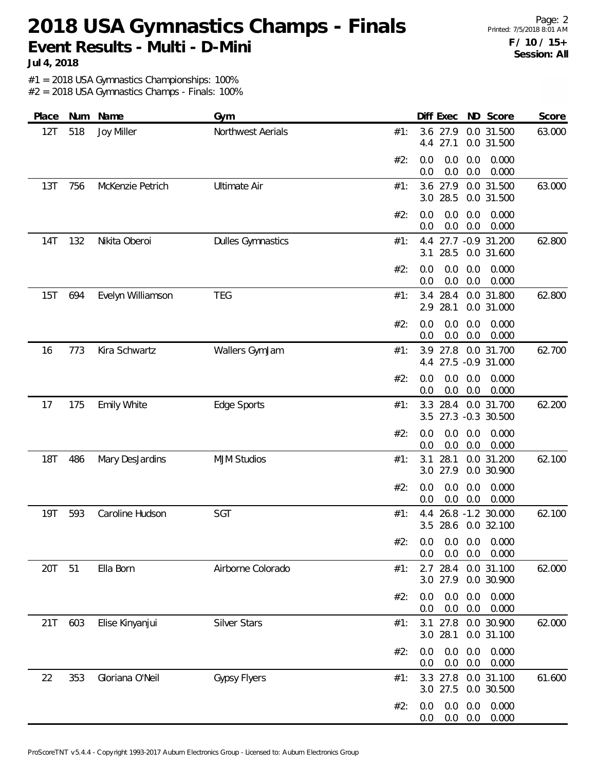# 2018 USA Gymnastics Champs - Finals

## Event Results - Multi - D-Mini

**Jul 4, 2018**

Page: 2
Printed: 7/5/2018 8:01 AM
**F / 10 / 15+**
**Session: All**

#1 = 2018 USA Gymnastics Championships: 100%
#2 = 2018 USA Gymnastics Champs - Finals: 100%

| Place | Num | Name | Gym | | Diff | Exec | ND | Score | Score |
|---|---|---|---|---|---|---|---|---|---|
| 12T | 518 | Joy Miller | Northwest Aerials | #1: | 3.6 | 27.9 | 0.0 | 31.500 | 63.000 |
| | | | | | 4.4 | 27.1 | 0.0 | 31.500 | |
| | | | | #2: | 0.0 | 0.0 | 0.0 | 0.000 | |
| | | | | | 0.0 | 0.0 | 0.0 | 0.000 | |
| 13T | 756 | McKenzie Petrich | Ultimate Air | #1: | 3.6 | 27.9 | 0.0 | 31.500 | 63.000 |
| | | | | | 3.0 | 28.5 | 0.0 | 31.500 | |
| | | | | #2: | 0.0 | 0.0 | 0.0 | 0.000 | |
| | | | | | 0.0 | 0.0 | 0.0 | 0.000 | |
| 14T | 132 | Nikita Oberoi | Dulles Gymnastics | #1: | 4.4 | 27.7 | -0.9 | 31.200 | 62.800 |
| | | | | | 3.1 | 28.5 | 0.0 | 31.600 | |
| | | | | #2: | 0.0 | 0.0 | 0.0 | 0.000 | |
| | | | | | 0.0 | 0.0 | 0.0 | 0.000 | |
| 15T | 694 | Evelyn Williamson | TEG | #1: | 3.4 | 28.4 | 0.0 | 31.800 | 62.800 |
| | | | | | 2.9 | 28.1 | 0.0 | 31.000 | |
| | | | | #2: | 0.0 | 0.0 | 0.0 | 0.000 | |
| | | | | | 0.0 | 0.0 | 0.0 | 0.000 | |
| 16 | 773 | Kira Schwartz | Wallers GymJam | #1: | 3.9 | 27.8 | 0.0 | 31.700 | 62.700 |
| | | | | | 4.4 | 27.5 | -0.9 | 31.000 | |
| | | | | #2: | 0.0 | 0.0 | 0.0 | 0.000 | |
| | | | | | 0.0 | 0.0 | 0.0 | 0.000 | |
| 17 | 175 | Emily White | Edge Sports | #1: | 3.3 | 28.4 | 0.0 | 31.700 | 62.200 |
| | | | | | 3.5 | 27.3 | -0.3 | 30.500 | |
| | | | | #2: | 0.0 | 0.0 | 0.0 | 0.000 | |
| | | | | | 0.0 | 0.0 | 0.0 | 0.000 | |
| 18T | 486 | Mary DesJardins | MJM Studios | #1: | 3.1 | 28.1 | 0.0 | 31.200 | 62.100 |
| | | | | | 3.0 | 27.9 | 0.0 | 30.900 | |
| | | | | #2: | 0.0 | 0.0 | 0.0 | 0.000 | |
| | | | | | 0.0 | 0.0 | 0.0 | 0.000 | |
| 19T | 593 | Caroline Hudson | SGT | #1: | 4.4 | 26.8 | -1.2 | 30.000 | 62.100 |
| | | | | | 3.5 | 28.6 | 0.0 | 32.100 | |
| | | | | #2: | 0.0 | 0.0 | 0.0 | 0.000 | |
| | | | | | 0.0 | 0.0 | 0.0 | 0.000 | |
| 20T | 51 | Ella Born | Airborne Colorado | #1: | 2.7 | 28.4 | 0.0 | 31.100 | 62.000 |
| | | | | | 3.0 | 27.9 | 0.0 | 30.900 | |
| | | | | #2: | 0.0 | 0.0 | 0.0 | 0.000 | |
| | | | | | 0.0 | 0.0 | 0.0 | 0.000 | |
| 21T | 603 | Elise Kinyanjui | Silver Stars | #1: | 3.1 | 27.8 | 0.0 | 30.900 | 62.000 |
| | | | | | 3.0 | 28.1 | 0.0 | 31.100 | |
| | | | | #2: | 0.0 | 0.0 | 0.0 | 0.000 | |
| | | | | | 0.0 | 0.0 | 0.0 | 0.000 | |
| 22 | 353 | Gloriana O'Neil | Gypsy Flyers | #1: | 3.3 | 27.8 | 0.0 | 31.100 | 61.600 |
| | | | | | 3.0 | 27.5 | 0.0 | 30.500 | |
| | | | | #2: | 0.0 | 0.0 | 0.0 | 0.000 | |
| | | | | | 0.0 | 0.0 | 0.0 | 0.000 | |

ProScoreTNT v5.4.4 - Copyright 1993-2017 Auburn Electronics Group - Licensed to: Auburn Electronics Group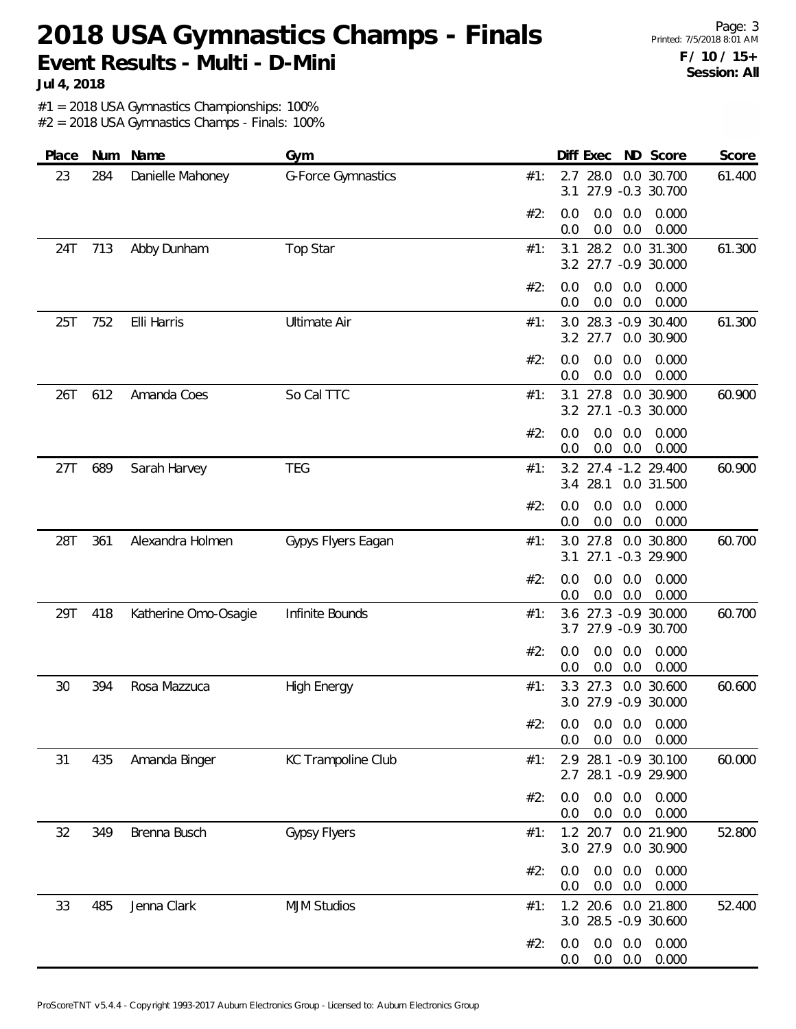# 2018 USA Gymnastics Champs - Finals

## Event Results - Multi - D-Mini

**Jul 4, 2018**

**F / 10 / 15+**
**Session: All**

#1 = 2018 USA Gymnastics Championships: 100%
#2 = 2018 USA Gymnastics Champs - Finals: 100%

| Place | Num | Name | Gym | | Diff | Exec | ND | Score | Score |
|---|---|---|---|---|---|---|---|---|---|
| 23 | 284 | Danielle Mahoney | G-Force Gymnastics | #1: | 2.7 | 28.0 | 0.0 | 30.700 | 61.400 |
| | | | | | 3.1 | 27.9 | -0.3 | 30.700 | |
| | | | | #2: | 0.0 | 0.0 | 0.0 | 0.000 | |
| | | | | | 0.0 | 0.0 | 0.0 | 0.000 | |
| 24T | 713 | Abby Dunham | Top Star | #1: | 3.1 | 28.2 | 0.0 | 31.300 | 61.300 |
| | | | | | 3.2 | 27.7 | -0.9 | 30.000 | |
| | | | | #2: | 0.0 | 0.0 | 0.0 | 0.000 | |
| | | | | | 0.0 | 0.0 | 0.0 | 0.000 | |
| 25T | 752 | Elli Harris | Ultimate Air | #1: | 3.0 | 28.3 | -0.9 | 30.400 | 61.300 |
| | | | | | 3.2 | 27.7 | 0.0 | 30.900 | |
| | | | | #2: | 0.0 | 0.0 | 0.0 | 0.000 | |
| | | | | | 0.0 | 0.0 | 0.0 | 0.000 | |
| 26T | 612 | Amanda Coes | So Cal TTC | #1: | 3.1 | 27.8 | 0.0 | 30.900 | 60.900 |
| | | | | | 3.2 | 27.1 | -0.3 | 30.000 | |
| | | | | #2: | 0.0 | 0.0 | 0.0 | 0.000 | |
| | | | | | 0.0 | 0.0 | 0.0 | 0.000 | |
| 27T | 689 | Sarah Harvey | TEG | #1: | 3.2 | 27.4 | -1.2 | 29.400 | 60.900 |
| | | | | | 3.4 | 28.1 | 0.0 | 31.500 | |
| | | | | #2: | 0.0 | 0.0 | 0.0 | 0.000 | |
| | | | | | 0.0 | 0.0 | 0.0 | 0.000 | |
| 28T | 361 | Alexandra Holmen | Gypys Flyers Eagan | #1: | 3.0 | 27.8 | 0.0 | 30.800 | 60.700 |
| | | | | | 3.1 | 27.1 | -0.3 | 29.900 | |
| | | | | #2: | 0.0 | 0.0 | 0.0 | 0.000 | |
| | | | | | 0.0 | 0.0 | 0.0 | 0.000 | |
| 29T | 418 | Katherine Omo-Osagie | Infinite Bounds | #1: | 3.6 | 27.3 | -0.9 | 30.000 | 60.700 |
| | | | | | 3.7 | 27.9 | -0.9 | 30.700 | |
| | | | | #2: | 0.0 | 0.0 | 0.0 | 0.000 | |
| | | | | | 0.0 | 0.0 | 0.0 | 0.000 | |
| 30 | 394 | Rosa Mazzuca | High Energy | #1: | 3.3 | 27.3 | 0.0 | 30.600 | 60.600 |
| | | | | | 3.0 | 27.9 | -0.9 | 30.000 | |
| | | | | #2: | 0.0 | 0.0 | 0.0 | 0.000 | |
| | | | | | 0.0 | 0.0 | 0.0 | 0.000 | |
| 31 | 435 | Amanda Binger | KC Trampoline Club | #1: | 2.9 | 28.1 | -0.9 | 30.100 | 60.000 |
| | | | | | 2.7 | 28.1 | -0.9 | 29.900 | |
| | | | | #2: | 0.0 | 0.0 | 0.0 | 0.000 | |
| | | | | | 0.0 | 0.0 | 0.0 | 0.000 | |
| 32 | 349 | Brenna Busch | Gypsy Flyers | #1: | 1.2 | 20.7 | 0.0 | 21.900 | 52.800 |
| | | | | | 3.0 | 27.9 | 0.0 | 30.900 | |
| | | | | #2: | 0.0 | 0.0 | 0.0 | 0.000 | |
| | | | | | 0.0 | 0.0 | 0.0 | 0.000 | |
| 33 | 485 | Jenna Clark | MJM Studios | #1: | 1.2 | 20.6 | 0.0 | 21.800 | 52.400 |
| | | | | | 3.0 | 28.5 | -0.9 | 30.600 | |
| | | | | #2: | 0.0 | 0.0 | 0.0 | 0.000 | |
| | | | | | 0.0 | 0.0 | 0.0 | 0.000 | |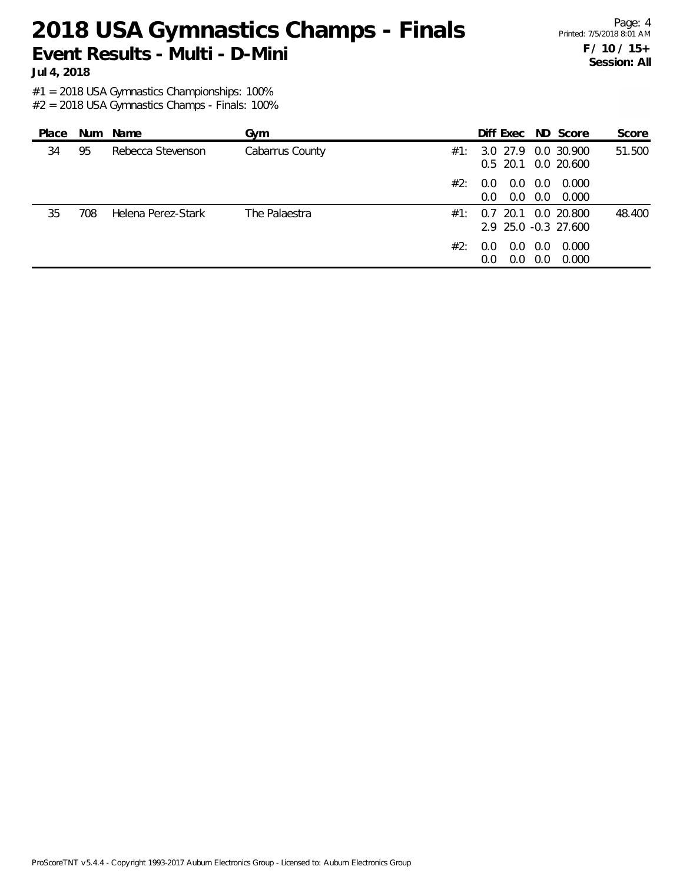# 2018 USA Gymnastics Champs - Finals

## Event Results - Multi - D-Mini

**Jul 4, 2018**

**F / 10 / 15+**
**Session: All**

#1 = 2018 USA Gymnastics Championships: 100%
#2 = 2018 USA Gymnastics Champs - Finals: 100%

| Place | Num | Name | Gym | | Diff | Exec | ND | Score | Score |
|---|---|---|---|---|---|---|---|---|---|
| 34 | 95 | Rebecca Stevenson | Cabarrus County | #1: | 3.0 | 27.9 | 0.0 | 30.900 | 51.500 |
| | | | | | 0.5 | 20.1 | 0.0 | 20.600 | |
| | | | | #2: | 0.0 | 0.0 | 0.0 | 0.000 | |
| | | | | | 0.0 | 0.0 | 0.0 | 0.000 | |
| 35 | 708 | Helena Perez-Stark | The Palaestra | #1: | 0.7 | 20.1 | 0.0 | 20.800 | 48.400 |
| | | | | | 2.9 | 25.0 | -0.3 | 27.600 | |
| | | | | #2: | 0.0 | 0.0 | 0.0 | 0.000 | |
| | | | | | 0.0 | 0.0 | 0.0 | 0.000 | |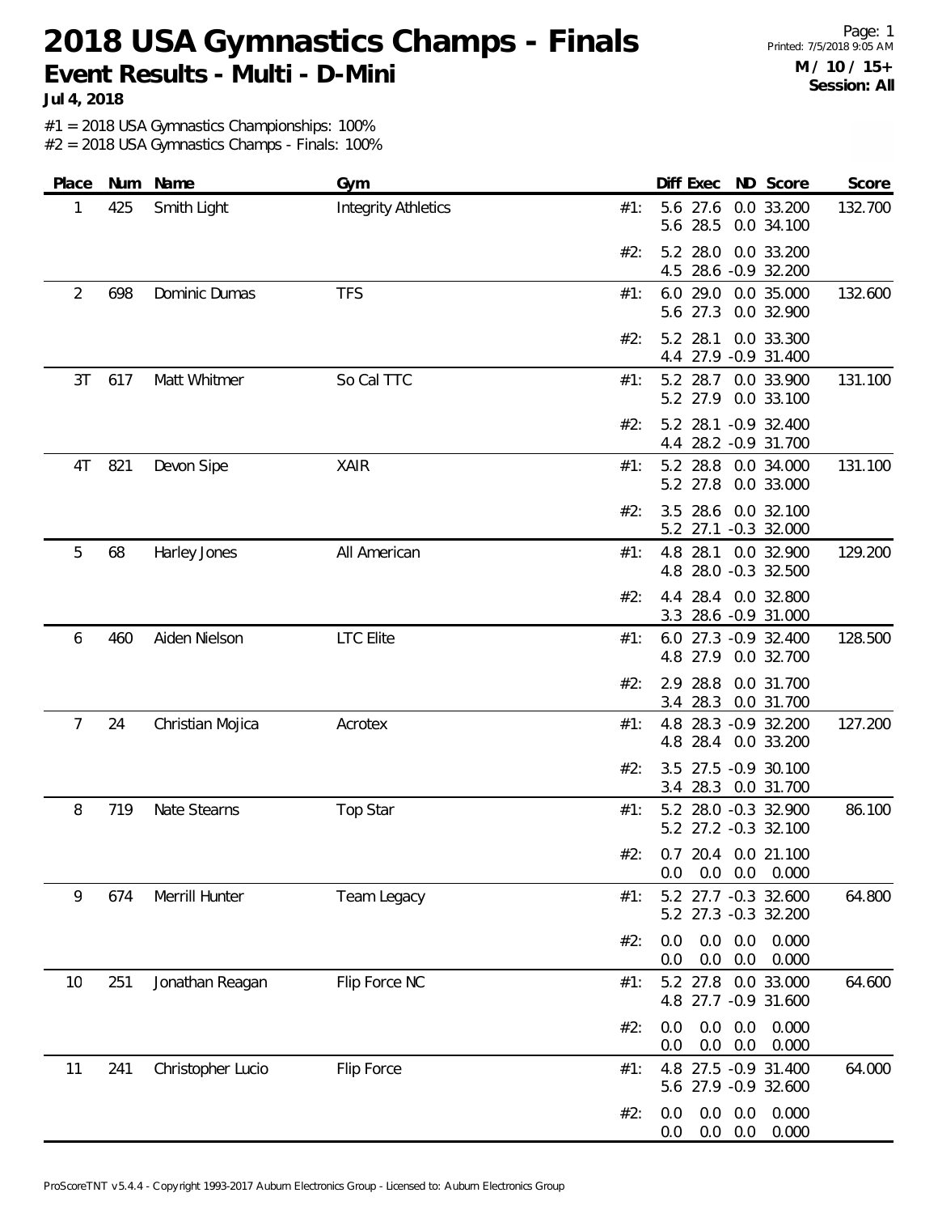# 2018 USA Gymnastics Champs - Finals

## Event Results - Multi - D-Mini

**Jul 4, 2018**

Page: 1
Printed: 7/5/2018 9:05 AM

**M / 10 / 15+**
**Session: All**

#1 = 2018 USA Gymnastics Championships: 100%
#2 = 2018 USA Gymnastics Champs - Finals: 100%

| Place | Num | Name | Gym | | Diff | Exec | ND | Score | Score |
|---|---|---|---|---|---|---|---|---|---|
| 1 | 425 | Smith Light | Integrity Athletics | #1: | 5.6 | 27.6 | 0.0 | 33.200 | 132.700 |
| | | | | | 5.6 | 28.5 | 0.0 | 34.100 | |
| | | | | #2: | 5.2 | 28.0 | 0.0 | 33.200 | |
| | | | | | 4.5 | 28.6 | -0.9 | 32.200 | |
| 2 | 698 | Dominic Dumas | TFS | #1: | 6.0 | 29.0 | 0.0 | 35.000 | 132.600 |
| | | | | | 5.6 | 27.3 | 0.0 | 32.900 | |
| | | | | #2: | 5.2 | 28.1 | 0.0 | 33.300 | |
| | | | | | 4.4 | 27.9 | -0.9 | 31.400 | |
| 3T | 617 | Matt Whitmer | So Cal TTC | #1: | 5.2 | 28.7 | 0.0 | 33.900 | 131.100 |
| | | | | | 5.2 | 27.9 | 0.0 | 33.100 | |
| | | | | #2: | 5.2 | 28.1 | -0.9 | 32.400 | |
| | | | | | 4.4 | 28.2 | -0.9 | 31.700 | |
| 4T | 821 | Devon Sipe | XAIR | #1: | 5.2 | 28.8 | 0.0 | 34.000 | 131.100 |
| | | | | | 5.2 | 27.8 | 0.0 | 33.000 | |
| | | | | #2: | 3.5 | 28.6 | 0.0 | 32.100 | |
| | | | | | 5.2 | 27.1 | -0.3 | 32.000 | |
| 5 | 68 | Harley Jones | All American | #1: | 4.8 | 28.1 | 0.0 | 32.900 | 129.200 |
| | | | | | 4.8 | 28.0 | -0.3 | 32.500 | |
| | | | | #2: | 4.4 | 28.4 | 0.0 | 32.800 | |
| | | | | | 3.3 | 28.6 | -0.9 | 31.000 | |
| 6 | 460 | Aiden Nielson | LTC Elite | #1: | 6.0 | 27.3 | -0.9 | 32.400 | 128.500 |
| | | | | | 4.8 | 27.9 | 0.0 | 32.700 | |
| | | | | #2: | 2.9 | 28.8 | 0.0 | 31.700 | |
| | | | | | 3.4 | 28.3 | 0.0 | 31.700 | |
| 7 | 24 | Christian Mojica | Acrotex | #1: | 4.8 | 28.3 | -0.9 | 32.200 | 127.200 |
| | | | | | 4.8 | 28.4 | 0.0 | 33.200 | |
| | | | | #2: | 3.5 | 27.5 | -0.9 | 30.100 | |
| | | | | | 3.4 | 28.3 | 0.0 | 31.700 | |
| 8 | 719 | Nate Stearns | Top Star | #1: | 5.2 | 28.0 | -0.3 | 32.900 | 86.100 |
| | | | | | 5.2 | 27.2 | -0.3 | 32.100 | |
| | | | | #2: | 0.7 | 20.4 | 0.0 | 21.100 | |
| | | | | | 0.0 | 0.0 | 0.0 | 0.000 | |
| 9 | 674 | Merrill Hunter | Team Legacy | #1: | 5.2 | 27.7 | -0.3 | 32.600 | 64.800 |
| | | | | | 5.2 | 27.3 | -0.3 | 32.200 | |
| | | | | #2: | 0.0 | 0.0 | 0.0 | 0.000 | |
| | | | | | 0.0 | 0.0 | 0.0 | 0.000 | |
| 10 | 251 | Jonathan Reagan | Flip Force NC | #1: | 5.2 | 27.8 | 0.0 | 33.000 | 64.600 |
| | | | | | 4.8 | 27.7 | -0.9 | 31.600 | |
| | | | | #2: | 0.0 | 0.0 | 0.0 | 0.000 | |
| | | | | | 0.0 | 0.0 | 0.0 | 0.000 | |
| 11 | 241 | Christopher Lucio | Flip Force | #1: | 4.8 | 27.5 | -0.9 | 31.400 | 64.000 |
| | | | | | 5.6 | 27.9 | -0.9 | 32.600 | |
| | | | | #2: | 0.0 | 0.0 | 0.0 | 0.000 | |
| | | | | | 0.0 | 0.0 | 0.0 | 0.000 | |

ProScoreTNT v5.4.4 - Copyright 1993-2017 Auburn Electronics Group - Licensed to: Auburn Electronics Group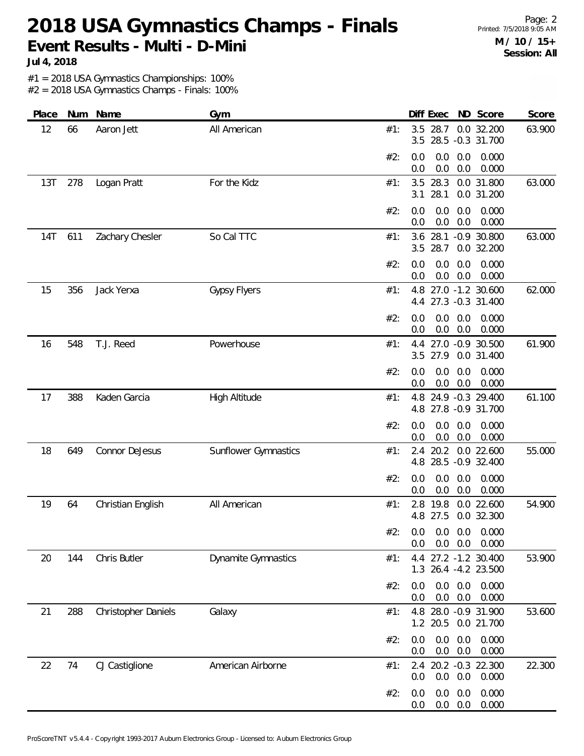# 2018 USA Gymnastics Champs - Finals

**Event Results - Multi - D-Mini**

**Jul 4, 2018**

**M / 10 / 15+**
**Session: All**

#1 = 2018 USA Gymnastics Championships: 100%
#2 = 2018 USA Gymnastics Champs - Finals: 100%

| Place | Num | Name | Gym | | Diff | Exec | ND | Score | Score |
|---|---|---|---|---|---|---|---|---|---|
| 12 | 66 | Aaron Jett | All American | #1: | 3.5 | 28.7 | 0.0 | 32.200 | 63.900 |
| | | | | | 3.5 | 28.5 | -0.3 | 31.700 | |
| | | | | #2: | 0.0 | 0.0 | 0.0 | 0.000 | |
| | | | | | 0.0 | 0.0 | 0.0 | 0.000 | |
| 13T | 278 | Logan Pratt | For the Kidz | #1: | 3.5 | 28.3 | 0.0 | 31.800 | 63.000 |
| | | | | | 3.1 | 28.1 | 0.0 | 31.200 | |
| | | | | #2: | 0.0 | 0.0 | 0.0 | 0.000 | |
| | | | | | 0.0 | 0.0 | 0.0 | 0.000 | |
| 14T | 611 | Zachary Chesler | So Cal TTC | #1: | 3.6 | 28.1 | -0.9 | 30.800 | 63.000 |
| | | | | | 3.5 | 28.7 | 0.0 | 32.200 | |
| | | | | #2: | 0.0 | 0.0 | 0.0 | 0.000 | |
| | | | | | 0.0 | 0.0 | 0.0 | 0.000 | |
| 15 | 356 | Jack Yerxa | Gypsy Flyers | #1: | 4.8 | 27.0 | -1.2 | 30.600 | 62.000 |
| | | | | | 4.4 | 27.3 | -0.3 | 31.400 | |
| | | | | #2: | 0.0 | 0.0 | 0.0 | 0.000 | |
| | | | | | 0.0 | 0.0 | 0.0 | 0.000 | |
| 16 | 548 | T.J. Reed | Powerhouse | #1: | 4.4 | 27.0 | -0.9 | 30.500 | 61.900 |
| | | | | | 3.5 | 27.9 | 0.0 | 31.400 | |
| | | | | #2: | 0.0 | 0.0 | 0.0 | 0.000 | |
| | | | | | 0.0 | 0.0 | 0.0 | 0.000 | |
| 17 | 388 | Kaden Garcia | High Altitude | #1: | 4.8 | 24.9 | -0.3 | 29.400 | 61.100 |
| | | | | | 4.8 | 27.8 | -0.9 | 31.700 | |
| | | | | #2: | 0.0 | 0.0 | 0.0 | 0.000 | |
| | | | | | 0.0 | 0.0 | 0.0 | 0.000 | |
| 18 | 649 | Connor DeJesus | Sunflower Gymnastics | #1: | 2.4 | 20.2 | 0.0 | 22.600 | 55.000 |
| | | | | | 4.8 | 28.5 | -0.9 | 32.400 | |
| | | | | #2: | 0.0 | 0.0 | 0.0 | 0.000 | |
| | | | | | 0.0 | 0.0 | 0.0 | 0.000 | |
| 19 | 64 | Christian English | All American | #1: | 2.8 | 19.8 | 0.0 | 22.600 | 54.900 |
| | | | | | 4.8 | 27.5 | 0.0 | 32.300 | |
| | | | | #2: | 0.0 | 0.0 | 0.0 | 0.000 | |
| | | | | | 0.0 | 0.0 | 0.0 | 0.000 | |
| 20 | 144 | Chris Butler | Dynamite Gymnastics | #1: | 4.4 | 27.2 | -1.2 | 30.400 | 53.900 |
| | | | | | 1.3 | 26.4 | -4.2 | 23.500 | |
| | | | | #2: | 0.0 | 0.0 | 0.0 | 0.000 | |
| | | | | | 0.0 | 0.0 | 0.0 | 0.000 | |
| 21 | 288 | Christopher Daniels | Galaxy | #1: | 4.8 | 28.0 | -0.9 | 31.900 | 53.600 |
| | | | | | 1.2 | 20.5 | 0.0 | 21.700 | |
| | | | | #2: | 0.0 | 0.0 | 0.0 | 0.000 | |
| | | | | | 0.0 | 0.0 | 0.0 | 0.000 | |
| 22 | 74 | CJ Castiglione | American Airborne | #1: | 2.4 | 20.2 | -0.3 | 22.300 | 22.300 |
| | | | | | 0.0 | 0.0 | 0.0 | 0.000 | |
| | | | | #2: | 0.0 | 0.0 | 0.0 | 0.000 | |
| | | | | | 0.0 | 0.0 | 0.0 | 0.000 | |

ProScoreTNT v5.4.4 - Copyright 1993-2017 Auburn Electronics Group - Licensed to: Auburn Electronics Group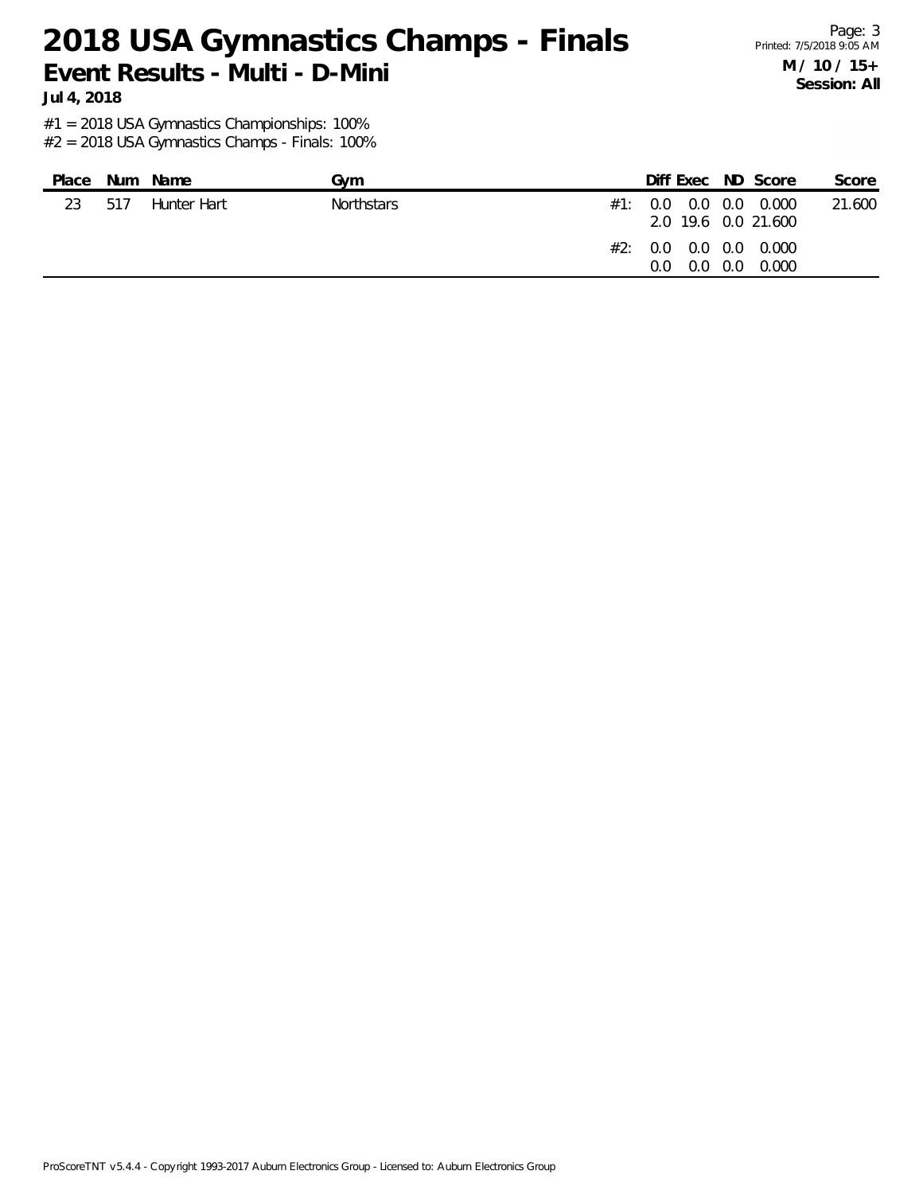# 2018 USA Gymnastics Champs - Finals

## Event Results - Multi - D-Mini

**Jul 4, 2018**

Printed: 7/5/2018 9:05 AM

**M / 10 / 15+**
**Session: All**

#1 = 2018 USA Gymnastics Championships: 100%
#2 = 2018 USA Gymnastics Champs - Finals: 100%

| Place | Num | Name | Gym | | Diff | Exec | ND | Score | Score |
|---|---|---|---|---|---|---|---|---|---|
| 23 | 517 | Hunter Hart | Northstars | #1: | 0.0 | 0.0 | 0.0 | 0.000 | 21.600 |
| | | | | | 2.0 | 19.6 | 0.0 | 21.600 | |
| | | | | #2: | 0.0 | 0.0 | 0.0 | 0.000 | |
| | | | | | 0.0 | 0.0 | 0.0 | 0.000 | |

ProScoreTNT v5.4.4 - Copyright 1993-2017 Auburn Electronics Group - Licensed to: Auburn Electronics Group